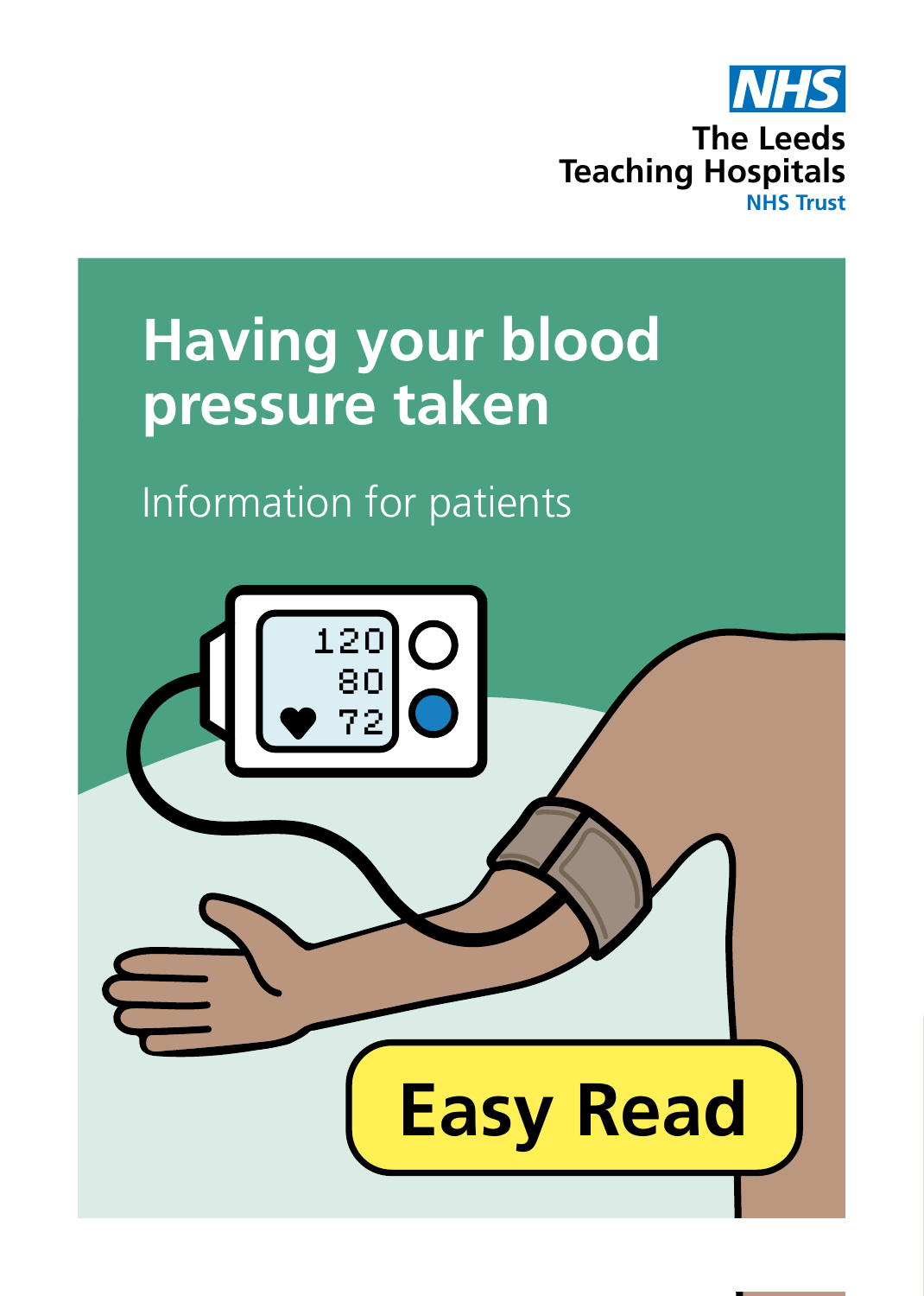NHS

The Leeds Teaching Hospitals
NHS Trust

# Having your blood pressure taken

Information for patients

**Easy Read**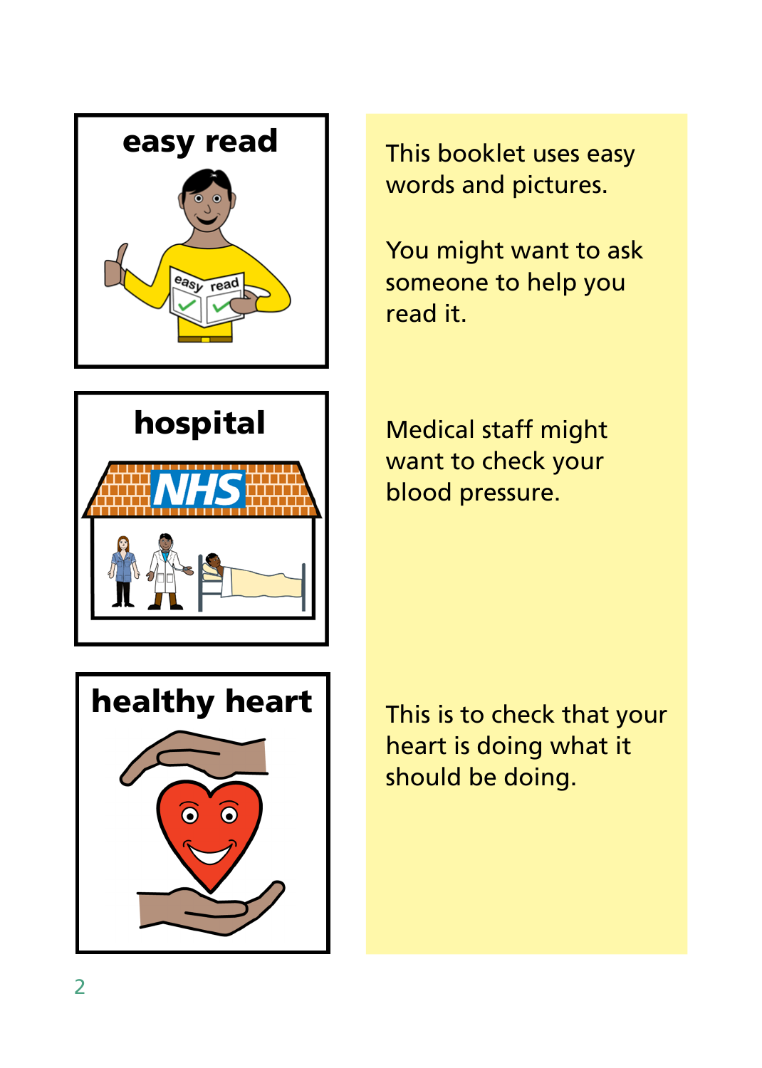**easy read**

This booklet uses easy words and pictures.

You might want to ask someone to help you read it.

**hospital**

NHS

Medical staff might want to check your blood pressure.

**healthy heart**

This is to check that your heart is doing what it should be doing.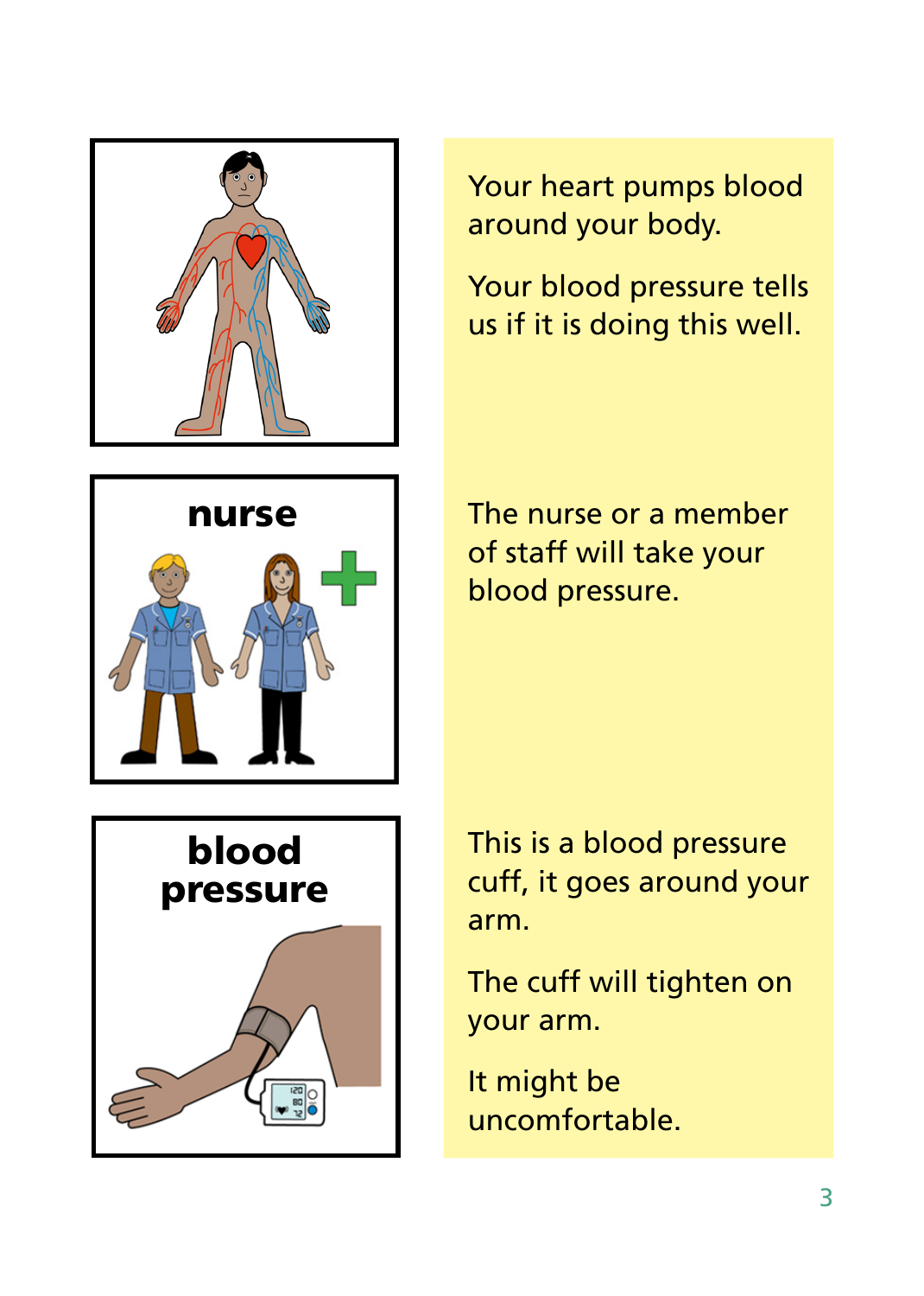Your heart pumps blood around your body.

Your blood pressure tells us if it is doing this well.

**nurse**

The nurse or a member of staff will take your blood pressure.

**blood pressure**

This is a blood pressure cuff, it goes around your arm.

The cuff will tighten on your arm.

It might be uncomfortable.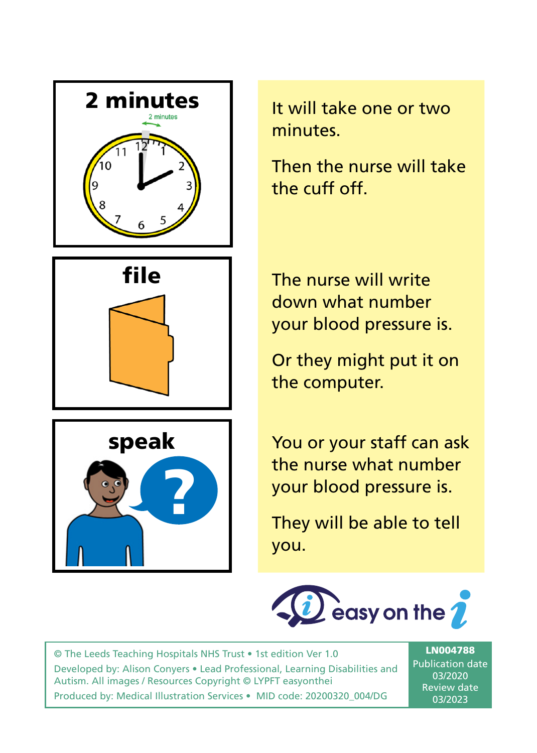2 minutes

It will take one or two minutes.

Then the nurse will take the cuff off.

file

The nurse will write down what number your blood pressure is.

Or they might put it on the computer.

speak

You or your staff can ask the nurse what number your blood pressure is.

They will be able to tell you.

easy on the i

© The Leeds Teaching Hospitals NHS Trust • 1st edition Ver 1.0
Developed by: Alison Conyers • Lead Professional, Learning Disabilities and Autism. All images / Resources Copyright © LYPFT easyonthei
Produced by: Medical Illustration Services • MID code: 20200320_004/DG

**LN004788**
Publication date 03/2020
Review date 03/2023